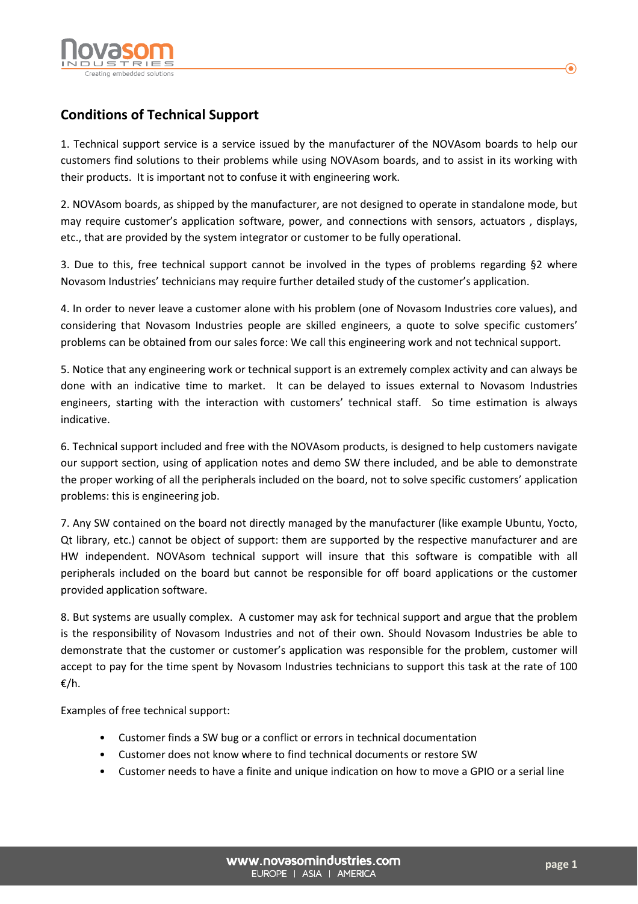## Conditions of Technical Support

1. Technical support service is a service issued by the manufacturer of the NOVAsom boards to help our customers find solutions to their problems while using NOVAsom boards, and to assist in its working with their products. It is important not to confuse it with engineering work.

2. NOVAsom boards, as shipped by the manufacturer, are not designed to operate in standalone mode, but may require customer's application software, power, and connections with sensors, actuators , displays, etc., that are provided by the system integrator or customer to be fully operational.

3. Due to this, free technical support cannot be involved in the types of problems regarding §2 where Novasom Industries' technicians may require further detailed study of the customer's application.

4. In order to never leave a customer alone with his problem (one of Novasom Industries core values), and considering that Novasom Industries people are skilled engineers, a quote to solve specific customers' problems can be obtained from our sales force: We call this engineering work and not technical support.

5. Notice that any engineering work or technical support is an extremely complex activity and can always be done with an indicative time to market. It can be delayed to issues external to Novasom Industries engineers, starting with the interaction with customers' technical staff. So time estimation is always indicative.

6. Technical support included and free with the NOVAsom products, is designed to help customers navigate our support section, using of application notes and demo SW there included, and be able to demonstrate the proper working of all the peripherals included on the board, not to solve specific customers' application problems: this is engineering job.

7. Any SW contained on the board not directly managed by the manufacturer (like example Ubuntu, Yocto, Qt library, etc.) cannot be object of support: them are supported by the respective manufacturer and are HW independent. NOVAsom technical support will insure that this software is compatible with all peripherals included on the board but cannot be responsible for off board applications or the customer provided application software.

8. But systems are usually complex. A customer may ask for technical support and argue that the problem is the responsibility of Novasom Industries and not of their own. Should Novasom Industries be able to demonstrate that the customer or customer's application was responsible for the problem, customer will accept to pay for the time spent by Novasom Industries technicians to support this task at the rate of 100 €/h.

Examples of free technical support:

- Customer finds a SW bug or a conflict or errors in technical documentation
- Customer does not know where to find technical documents or restore SW
- Customer needs to have a finite and unique indication on how to move a GPIO or a serial line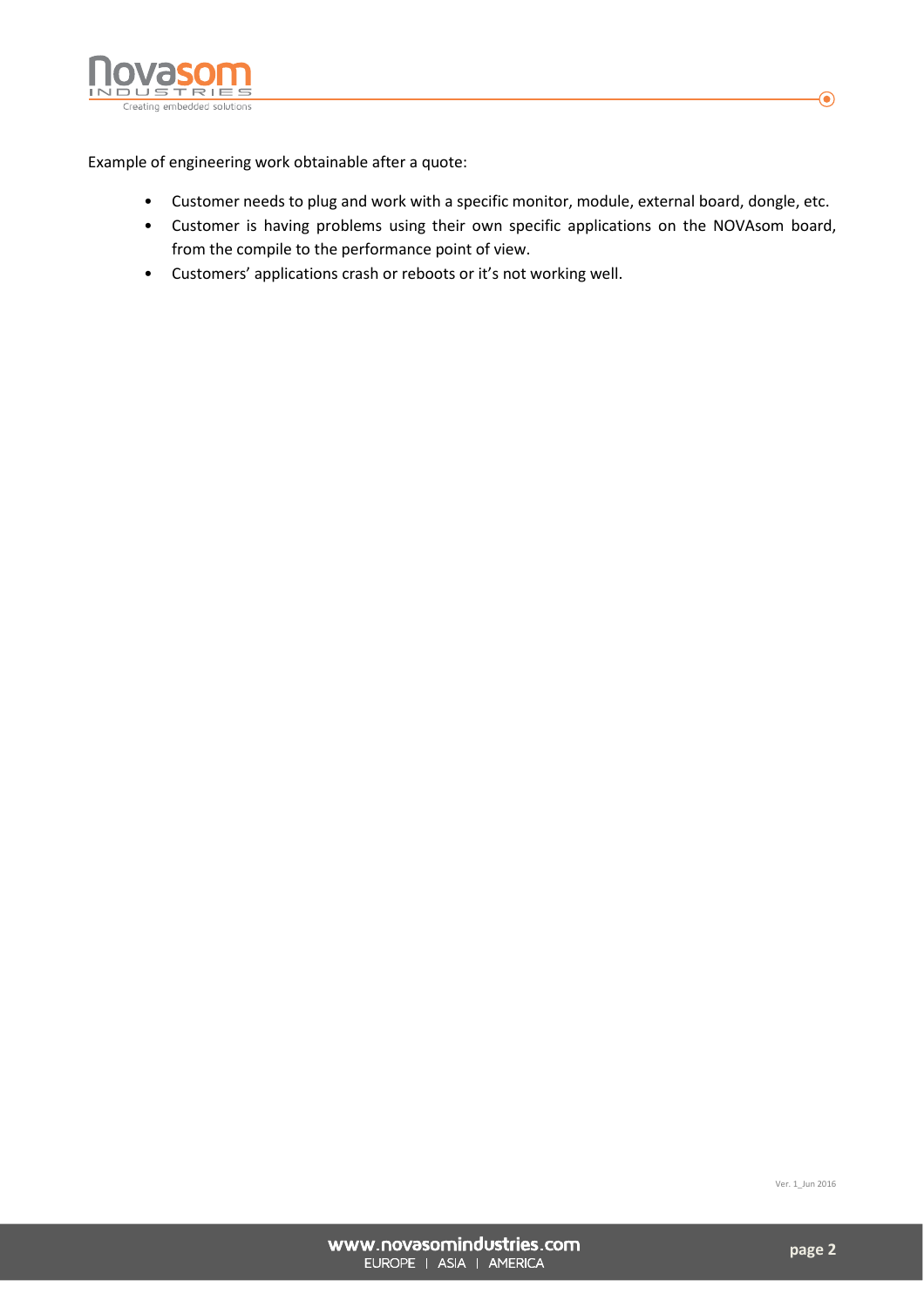Example of engineering work obtainable after a quote:

- Customer needs to plug and work with a specific monitor, module, external board, dongle, etc.
- Customer is having problems using their own specific applications on the NOVAsom board, from the compile to the performance point of view.
- Customers' applications crash or reboots or it's not working well.